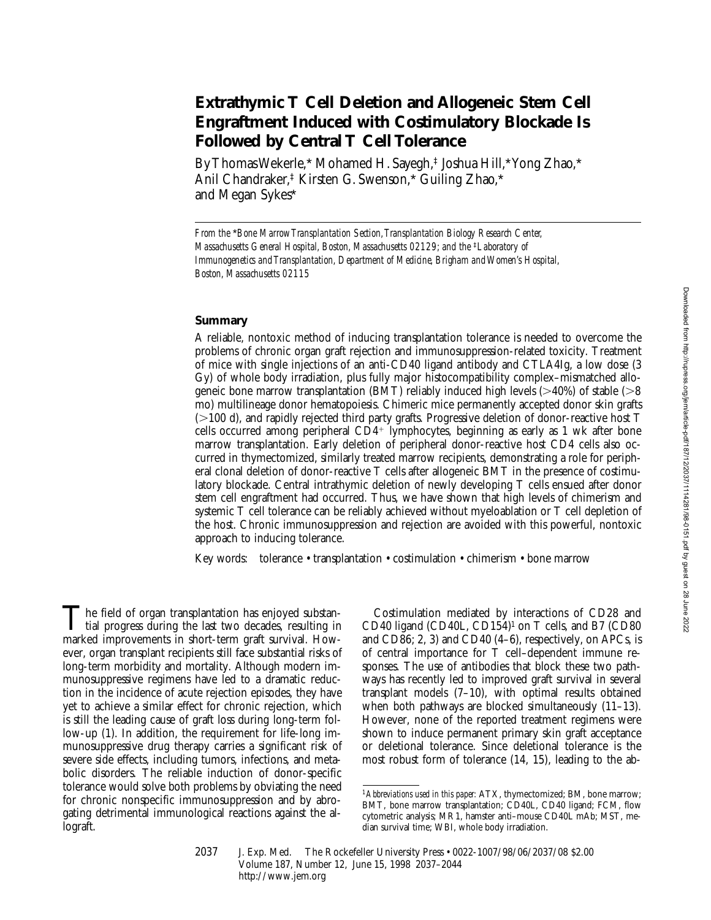# Extrathymic T Cell Deletion and Allogeneic Stem Cell Engraftment Induced with Costimulatory Blockade Is Followed by Central T Cell Tolerance

By Thomas Wekerle,* Mohamed H. Sayegh,‡ Joshua Hill,* Yong Zhao,* Anil Chandraker,‡ Kirsten G. Swenson,* Guiling Zhao,* and Megan Sykes*

*From the \*Bone Marrow Transplantation Section, Transplantation Biology Research Center, Massachusetts General Hospital, Boston, Massachusetts 02129; and the ‡Laboratory of Immunogenetics and Transplantation, Department of Medicine, Brigham and Women's Hospital, Boston, Massachusetts 02115*

## Summary

A reliable, nontoxic method of inducing transplantation tolerance is needed to overcome the problems of chronic organ graft rejection and immunosuppression-related toxicity. Treatment of mice with single injections of an anti-CD40 ligand antibody and CTLA4Ig, a low dose (3 Gy) of whole body irradiation, plus fully major histocompatibility complex–mismatched allogeneic bone marrow transplantation (BMT) reliably induced high levels (>40%) of stable (>8 mo) multilineage donor hematopoiesis. Chimeric mice permanently accepted donor skin grafts (>100 d), and rapidly rejected third party grafts. Progressive deletion of donor-reactive host T cells occurred among peripheral $CD4^+$ lymphocytes, beginning as early as 1 wk after bone marrow transplantation. Early deletion of peripheral donor-reactive host CD4 cells also occurred in thymectomized, similarly treated marrow recipients, demonstrating a role for peripheral clonal deletion of donor-reactive T cells after allogeneic BMT in the presence of costimulatory blockade. Central intrathymic deletion of newly developing T cells ensued after donor stem cell engraftment had occurred. Thus, we have shown that high levels of chimerism and systemic T cell tolerance can be reliably achieved without myeloablation or T cell depletion of the host. Chronic immunosuppression and rejection are avoided with this powerful, nontoxic approach to inducing tolerance.

Key words: tolerance • transplantation • costimulation • chimerism • bone marrow

The field of organ transplantation has enjoyed substantial progress during the last two decades, resulting in marked improvements in short-term graft survival. However, organ transplant recipients still face substantial risks of long-term morbidity and mortality. Although modern immunosuppressive regimens have led to a dramatic reduction in the incidence of acute rejection episodes, they have yet to achieve a similar effect for chronic rejection, which is still the leading cause of graft loss during long-term follow-up (1). In addition, the requirement for life-long immunosuppressive drug therapy carries a significant risk of severe side effects, including tumors, infections, and metabolic disorders. The reliable induction of donor-specific tolerance would solve both problems by obviating the need for chronic nonspecific immunosuppression and by abrogating detrimental immunological reactions against the allograft.

Costimulation mediated by interactions of CD28 and CD40 ligand (CD40L, CD154)[1] on T cells, and B7 (CD80 and CD86; 2, 3) and CD40 (4–6), respectively, on APCs, is of central importance for T cell–dependent immune responses. The use of antibodies that block these two pathways has recently led to improved graft survival in several transplant models (7–10), with optimal results obtained when both pathways are blocked simultaneously (11–13). However, none of the reported treatment regimens were shown to induce permanent primary skin graft acceptance or deletional tolerance. Since deletional tolerance is the most robust form of tolerance (14, 15), leading to the ab-

[1] *Abbreviations used in this paper:* ATX, thymectomized; BM, bone marrow; BMT, bone marrow transplantation; CD40L, CD40 ligand; FCM, flow cytometric analysis; MR1, hamster anti–mouse CD40L mAb; MST, median survival time; WBI, whole body irradiation.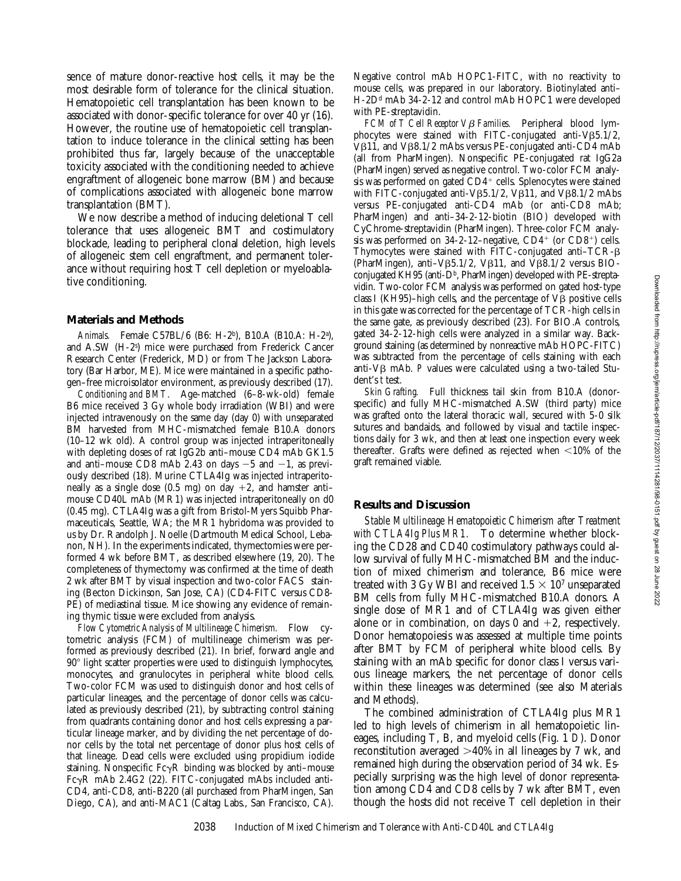sence of mature donor-reactive host cells, it may be the most desirable form of tolerance for the clinical situation. Hematopoietic cell transplantation has been known to be associated with donor-specific tolerance for over 40 yr (16). However, the routine use of hematopoietic cell transplantation to induce tolerance in the clinical setting has been prohibited thus far, largely because of the unacceptable toxicity associated with the conditioning needed to achieve engraftment of allogeneic bone marrow (BM) and because of complications associated with allogeneic bone marrow transplantation (BMT).

We now describe a method of inducing deletional T cell tolerance that uses allogeneic BMT and costimulatory blockade, leading to peripheral clonal deletion, high levels of allogeneic stem cell engraftment, and permanent tolerance without requiring host T cell depletion or myeloablative conditioning.

## Materials and Methods

*Animals.* Female C57BL/6 (B6: H-2[b]), B10.A (B10.A: H-2[a]), and A.SW (H-2[s]) mice were purchased from Frederick Cancer Research Center (Frederick, MD) or from The Jackson Laboratory (Bar Harbor, ME). Mice were maintained in a specific pathogen–free microisolator environment, as previously described (17).

*Conditioning and BMT.* Age-matched (6–8-wk-old) female B6 mice received 3 Gy whole body irradiation (WBI) and were injected intravenously on the same day (day 0) with unseparated BM harvested from MHC-mismatched female B10.A donors (10–12 wk old). A control group was injected intraperitoneally with depleting doses of rat IgG2b anti–mouse CD4 mAb GK1.5 and anti–mouse CD8 mAb 2.43 on days −5 and −1, as previously described (18). Murine CTLA4Ig was injected intraperitoneally as a single dose (0.5 mg) on day +2, and hamster anti–mouse CD40L mAb (MR1) was injected intraperitoneally on d0 (0.45 mg). CTLA4Ig was a gift from Bristol-Myers Squibb Pharmaceuticals, Seattle, WA; the MR1 hybridoma was provided to us by Dr. Randolph J. Noelle (Dartmouth Medical School, Lebanon, NH). In the experiments indicated, thymectomies were performed 4 wk before BMT, as described elsewhere (19, 20). The completeness of thymectomy was confirmed at the time of death 2 wk after BMT by visual inspection and two-color FACS® staining (Becton Dickinson, San Jose, CA) (CD4-FITC versus CD8-PE) of mediastinal tissue. Mice showing any evidence of remaining thymic tissue were excluded from analysis.

*Flow Cytometric Analysis of Multilineage Chimerism.* Flow cytometric analysis (FCM) of multilineage chimerism was performed as previously described (21). In brief, forward angle and 90° light scatter properties were used to distinguish lymphocytes, monocytes, and granulocytes in peripheral white blood cells. Two-color FCM was used to distinguish donor and host cells of particular lineages, and the percentage of donor cells was calculated as previously described (21), by subtracting control staining from quadrants containing donor and host cells expressing a particular lineage marker, and by dividing the net percentage of donor cells by the total net percentage of donor plus host cells of that lineage. Dead cells were excluded using propidium iodide staining. Nonspecific FcγR binding was blocked by anti–mouse FcγR mAb 2.4G2 (22). FITC-conjugated mAbs included anti-CD4, anti-CD8, anti-B220 (all purchased from PharMingen, San Diego, CA), and anti-MAC1 (Caltag Labs., San Francisco, CA).

Negative control mAb HOPC1-FITC, with no reactivity to mouse cells, was prepared in our laboratory. Biotinylated anti–H-2D[d] mAb 34-2-12 and control mAb HOPC1 were developed with PE-streptavidin.

*FCM of T Cell Receptor Vβ Families.* Peripheral blood lymphocytes were stained with FITC-conjugated anti-Vβ5.1/2, Vβ11, and Vβ8.1/2 mAbs versus PE-conjugated anti-CD4 mAb (all from PharMingen). Nonspecific PE-conjugated rat IgG2a (PharMingen) served as negative control. Two-color FCM analysis was performed on gated CD4[+] cells. Splenocytes were stained with FITC-conjugated anti-Vβ5.1/2, Vβ11, and Vβ8.1/2 mAbs versus PE-conjugated anti-CD4 mAb (or anti-CD8 mAb; PharMingen) and anti–34-2-12-biotin (BIO) developed with CyChrome-streptavidin (PharMingen). Three-color FCM analysis was performed on 34-2-12–negative, CD4[+] (or CD8[+]) cells. Thymocytes were stained with FITC-conjugated anti–TCR-β (PharMingen), anti–Vβ5.1/2, Vβ11, and Vβ8.1/2 versus BIO-conjugated KH95 (anti-D[b], PharMingen) developed with PE-streptavidin. Two-color FCM analysis was performed on gated host-type class I (KH95)–high cells, and the percentage of Vβ positive cells in this gate was corrected for the percentage of TCR-high cells in the same gate, as previously described (23). For BIO.A controls, gated 34-2-12-high cells were analyzed in a similar way. Background staining (as determined by nonreactive mAb HOPC-FITC) was subtracted from the percentage of cells staining with each anti-Vβ mAb. *P* values were calculated using a two-tailed Student's *t* test.

*Skin Grafting.* Full thickness tail skin from B10.A (donor-specific) and fully MHC-mismatched A.SW (third party) mice was grafted onto the lateral thoracic wall, secured with 5-0 silk sutures and bandaids, and followed by visual and tactile inspections daily for 3 wk, and then at least one inspection every week thereafter. Grafts were defined as rejected when <10% of the graft remained viable.

## Results and Discussion

*Stable Multilineage Hematopoietic Chimerism after Treatment with CTLA4Ig Plus MR1.* To determine whether blocking the CD28 and CD40 costimulatory pathways could allow survival of fully MHC-mismatched BM and the induction of mixed chimerism and tolerance, B6 mice were treated with 3 Gy WBI and received $1.5 \times 10^7$ unseparated BM cells from fully MHC-mismatched B10.A donors. A single dose of MR1 and of CTLA4Ig was given either alone or in combination, on days 0 and +2, respectively. Donor hematopoiesis was assessed at multiple time points after BMT by FCM of peripheral white blood cells. By staining with an mAb specific for donor class I versus various lineage markers, the net percentage of donor cells within these lineages was determined (see also Materials and Methods).

The combined administration of CTLA4Ig plus MR1 led to high levels of chimerism in all hematopoietic lineages, including T, B, and myeloid cells (Fig. 1 D). Donor reconstitution averaged >40% in all lineages by 7 wk, and remained high during the observation period of 34 wk. Especially surprising was the high level of donor representation among CD4 and CD8 cells by 7 wk after BMT, even though the hosts did not receive T cell depletion in their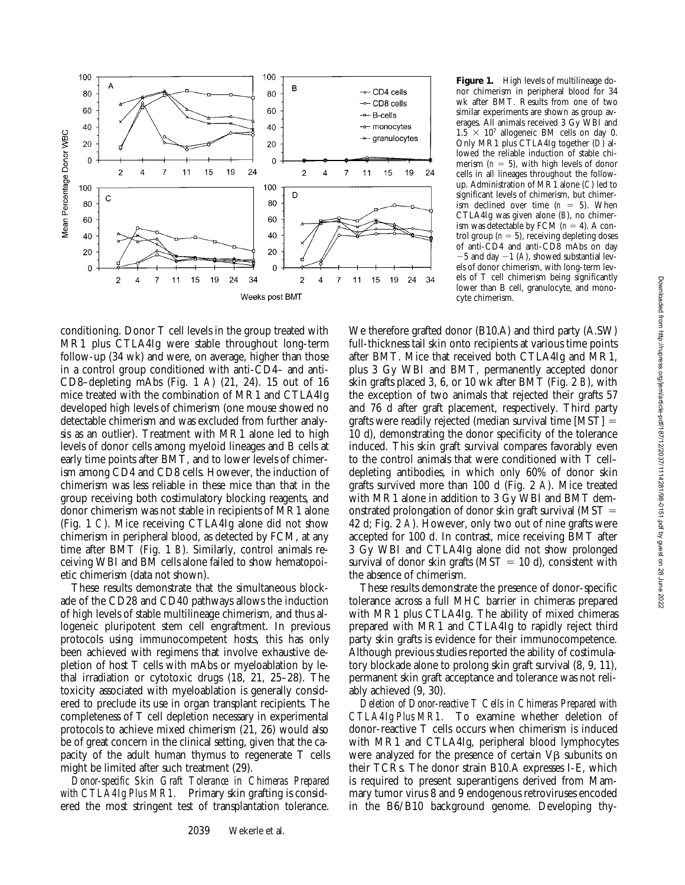**Figure 1.** High levels of multilineage donor chimerism in peripheral blood for 34 wk after BMT. Results from one of two similar experiments are shown as group averages. All animals received 3 Gy WBI and $1.5 \times 10^7$ allogeneic BM cells on day 0. Only MR1 plus CTLA4Ig together (*D*) allowed the reliable induction of stable chimerism ($n = 5$), with high levels of donor cells in all lineages throughout the follow-up. Administration of MR1 alone (*C*) led to significant levels of chimerism, but chimerism declined over time ($n = 5$). When CTLA4Ig was given alone (*B*), no chimerism was detectable by FCM ($n = 4$). A control group ($n = 5$), receiving depleting doses of anti-CD4 and anti-CD8 mAbs on day −5 and day −1 (*A*), showed substantial levels of donor chimerism, with long-term levels of T cell chimerism being significantly lower than B cell, granulocyte, and monocyte chimerism.

conditioning. Donor T cell levels in the group treated with MR1 plus CTLA4Ig were stable throughout long-term follow-up (34 wk) and were, on average, higher than those in a control group conditioned with anti-CD4– and anti-CD8–depleting mAbs (Fig. 1 *A*) (21, 24). 15 out of 16 mice treated with the combination of MR1 and CTLA4Ig developed high levels of chimerism (one mouse showed no detectable chimerism and was excluded from further analysis as an outlier). Treatment with MR1 alone led to high levels of donor cells among myeloid lineages and B cells at early time points after BMT, and to lower levels of chimerism among CD4 and CD8 cells. However, the induction of chimerism was less reliable in these mice than that in the group receiving both costimulatory blocking reagents, and donor chimerism was not stable in recipients of MR1 alone (Fig. 1 *C*). Mice receiving CTLA4Ig alone did not show chimerism in peripheral blood, as detected by FCM, at any time after BMT (Fig. 1 *B*). Similarly, control animals receiving WBI and BM cells alone failed to show hematopoietic chimerism (data not shown).

These results demonstrate that the simultaneous blockade of the CD28 and CD40 pathways allows the induction of high levels of stable multilineage chimerism, and thus allogeneic pluripotent stem cell engraftment. In previous protocols using immunocompetent hosts, this has only been achieved with regimens that involve exhaustive depletion of host T cells with mAbs or myeloablation by lethal irradiation or cytotoxic drugs (18, 21, 25–28). The toxicity associated with myeloablation is generally considered to preclude its use in organ transplant recipients. The completeness of T cell depletion necessary in experimental protocols to achieve mixed chimerism (21, 26) would also be of great concern in the clinical setting, given that the capacity of the adult human thymus to regenerate T cells might be limited after such treatment (29).

*Donor-specific Skin Graft Tolerance in Chimeras Prepared with CTLA4Ig Plus MR1.* Primary skin grafting is considered the most stringent test of transplantation tolerance. We therefore grafted donor (B10.A) and third party (A.SW) full-thickness tail skin onto recipients at various time points after BMT. Mice that received both CTLA4Ig and MR1, plus 3 Gy WBI and BMT, permanently accepted donor skin grafts placed 3, 6, or 10 wk after BMT (Fig. 2 *B*), with the exception of two animals that rejected their grafts 57 and 76 d after graft placement, respectively. Third party grafts were readily rejected (median survival time [MST] = 10 d), demonstrating the donor specificity of the tolerance induced. This skin graft survival compares favorably even to the control animals that were conditioned with T cell–depleting antibodies, in which only 60% of donor skin grafts survived more than 100 d (Fig. 2 *A*). Mice treated with MR1 alone in addition to 3 Gy WBI and BMT demonstrated prolongation of donor skin graft survival (MST = 42 d; Fig. 2 *A*). However, only two out of nine grafts were accepted for 100 d. In contrast, mice receiving BMT after 3 Gy WBI and CTLA4Ig alone did not show prolonged survival of donor skin grafts (MST = 10 d), consistent with the absence of chimerism.

These results demonstrate the presence of donor-specific tolerance across a full MHC barrier in chimeras prepared with MR1 plus CTLA4Ig. The ability of mixed chimeras prepared with MR1 and CTLA4Ig to rapidly reject third party skin grafts is evidence for their immunocompetence. Although previous studies reported the ability of costimulatory blockade alone to prolong skin graft survival (8, 9, 11), permanent skin graft acceptance and tolerance was not reliably achieved (9, 30).

*Deletion of Donor-reactive T Cells in Chimeras Prepared with CTLA4Ig Plus MR1.* To examine whether deletion of donor-reactive T cells occurs when chimerism is induced with MR1 and CTLA4Ig, peripheral blood lymphocytes were analyzed for the presence of certain Vβ subunits on their TCRs. The donor strain B10.A expresses I-E, which is required to present superantigens derived from Mammary tumor virus 8 and 9 endogenous retroviruses encoded in the B6/B10 background genome. Developing thy-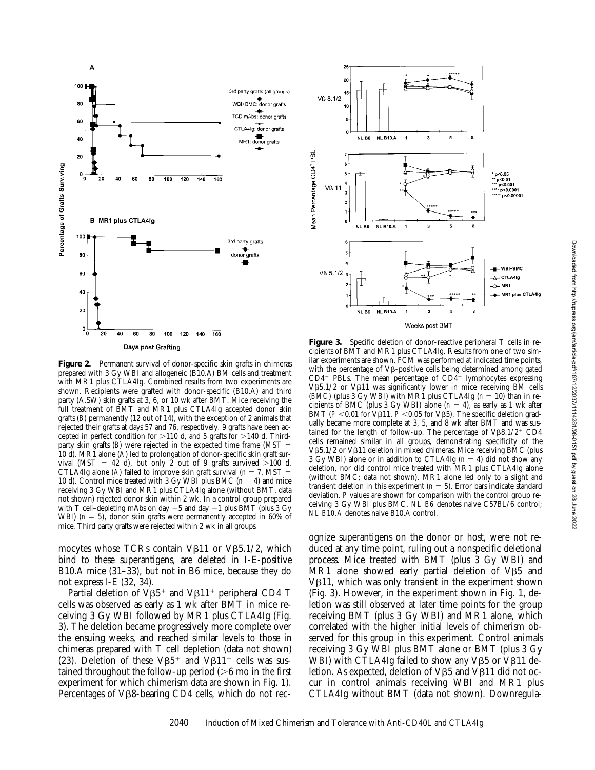**Figure 2.** Permanent survival of donor-specific skin grafts in chimeras prepared with 3 Gy WBI and allogeneic (B10.A) BM cells and treatment with MR1 plus CTLA4Ig. Combined results from two experiments are shown. Recipients were grafted with donor-specific (B10.A) and third party (A.SW) skin grafts at 3, 6, or 10 wk after BMT. Mice receiving the full treatment of BMT and MR1 plus CTLA4Ig accepted donor skin grafts (*B*) permanently (12 out of 14), with the exception of 2 animals that rejected their grafts at days 57 and 76, respectively. 9 grafts have been accepted in perfect condition for >110 d, and 5 grafts for >140 d. Third-party skin grafts (*B*) were rejected in the expected time frame (MST = 10 d). MR1 alone (*A*) led to prolongation of donor-specific skin graft survival (MST = 42 d), but only 2 out of 9 grafts survived >100 d. CTLA4Ig alone (*A*) failed to improve skin graft survival ($n$ = 7, MST = 10 d). Control mice treated with 3 Gy WBI plus BMC ($n$ = 4) and mice receiving 3 Gy WBI and MR1 plus CTLA4Ig alone (without BMT, data not shown) rejected donor skin within 2 wk. In a control group prepared with T cell–depleting mAbs on day −5 and day −1 plus BMT (plus 3 Gy WBI) ($n$ = 5), donor skin grafts were permanently accepted in 60% of mice. Third party grafts were rejected within 2 wk in all groups.

**Figure 3.** Specific deletion of donor-reactive peripheral T cells in recipients of BMT and MR1 plus CTLA4Ig. Results from one of two similar experiments are shown. FCM was performed at indicated time points, with the percentage of Vβ-positive cells being determined among gated $CD4^+$ PBLs. The mean percentage of $CD4^+$ lymphocytes expressing Vβ5.1/2 or Vβ11 was significantly lower in mice receiving BM cells (*BMC*) (plus 3 Gy WBI) with MR1 plus CTLA4Ig ($n$ = 10) than in recipients of BMC (plus 3 Gy WBI) alone ($n$ = 4), as early as 1 wk after BMT ($P$ <0.01 for Vβ11, $P$ <0.05 for Vβ5). The specific deletion gradually became more complete at 3, 5, and 8 wk after BMT and was sustained for the length of follow-up. The percentage of Vβ8.1/$2^+$ CD4 cells remained similar in all groups, demonstrating specificity of the Vβ5.1/2 or Vβ11 deletion in mixed chimeras. Mice receiving BMC (plus 3 Gy WBI) alone or in addition to CTLA4Ig ($n$ = 4) did not show any deletion, nor did control mice treated with MR1 plus CTLA4Ig alone (without BMC; data not shown). MR1 alone led only to a slight and transient deletion in this experiment ($n$ = 5). Error bars indicate standard deviation. $P$ values are shown for comparison with the control group receiving 3 Gy WBI plus BMC. *NL B6* denotes naive C57BL/6 control; *NL B10.A* denotes naive B10.A control.

mocytes whose TCRs contain Vβ11 or Vβ5.1/2, which bind to these superantigens, are deleted in I-E-positive B10.A mice (31–33), but not in B6 mice, because they do not express I-E (32, 34).

Partial deletion of $V\beta5^+$ and $V\beta11^+$ peripheral CD4 T cells was observed as early as 1 wk after BMT in mice receiving 3 Gy WBI followed by MR1 plus CTLA4Ig (Fig. 3). The deletion became progressively more complete over the ensuing weeks, and reached similar levels to those in chimeras prepared with T cell depletion (data not shown) (23). Deletion of these $V\beta5^+$ and $V\beta11^+$ cells was sustained throughout the follow-up period (>6 mo in the first experiment for which chimerism data are shown in Fig. 1). Percentages of Vβ8-bearing CD4 cells, which do not recognize superantigens on the donor or host, were not reduced at any time point, ruling out a nonspecific deletional process. Mice treated with BMT (plus 3 Gy WBI) and MR1 alone showed early partial deletion of Vβ5 and Vβ11, which was only transient in the experiment shown (Fig. 3). However, in the experiment shown in Fig. 1, deletion was still observed at later time points for the group receiving BMT (plus 3 Gy WBI) and MR1 alone, which correlated with the higher initial levels of chimerism observed for this group in this experiment. Control animals receiving 3 Gy WBI plus BMT alone or BMT (plus 3 Gy WBI) with CTLA4Ig failed to show any Vβ5 or Vβ11 deletion. As expected, deletion of Vβ5 and Vβ11 did not occur in control animals receiving WBI and MR1 plus CTLA4Ig without BMT (data not shown). Downregula-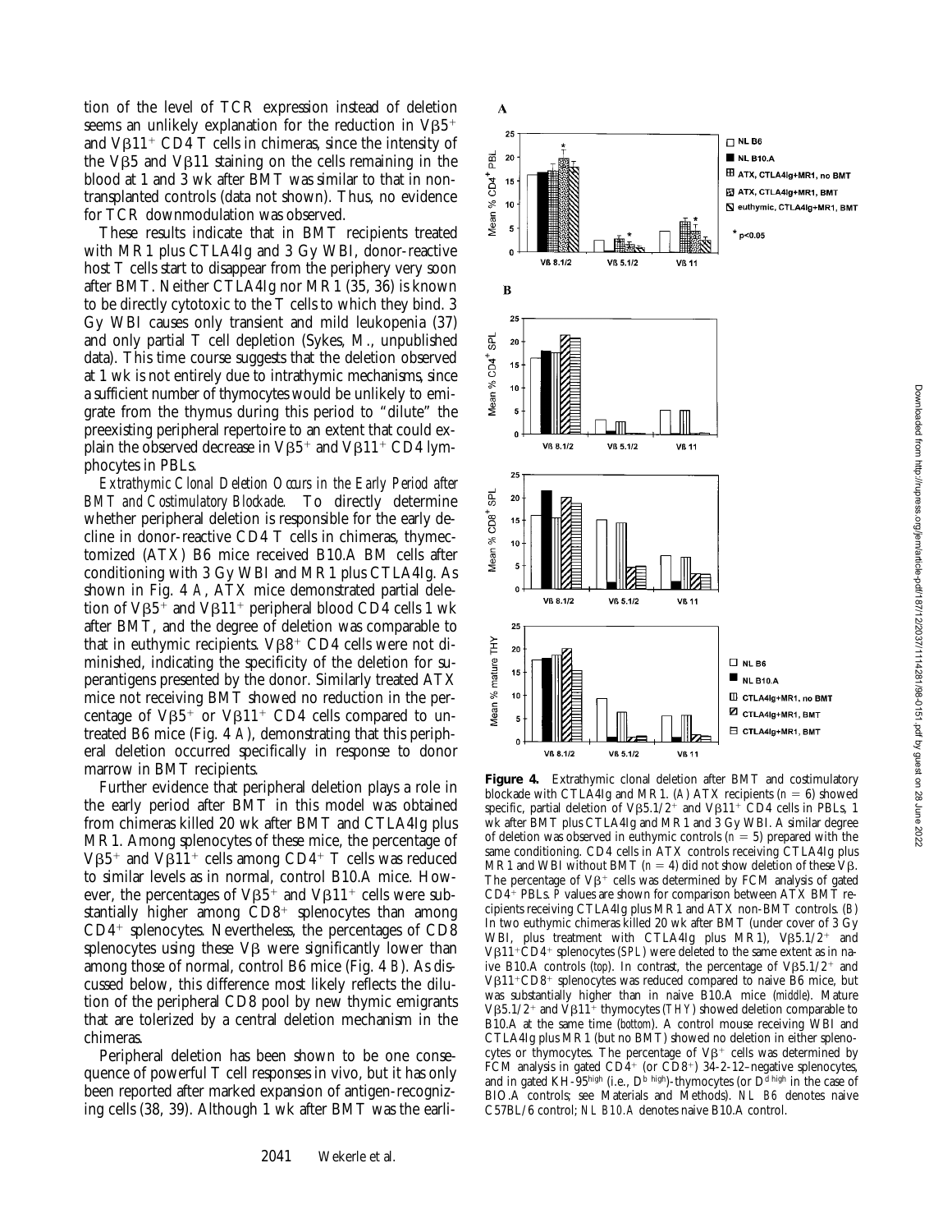tion of the level of TCR expression instead of deletion seems an unlikely explanation for the reduction in $V\beta5^+$ and $V\beta11^+$ CD4 T cells in chimeras, since the intensity of the Vβ5 and Vβ11 staining on the cells remaining in the blood at 1 and 3 wk after BMT was similar to that in nontransplanted controls (data not shown). Thus, no evidence for TCR downmodulation was observed.

These results indicate that in BMT recipients treated with MR1 plus CTLA4Ig and 3 Gy WBI, donor-reactive host T cells start to disappear from the periphery very soon after BMT. Neither CTLA4Ig nor MR1 (35, 36) is known to be directly cytotoxic to the T cells to which they bind. 3 Gy WBI causes only transient and mild leukopenia (37) and only partial T cell depletion (Sykes, M., unpublished data). This time course suggests that the deletion observed at 1 wk is not entirely due to intrathymic mechanisms, since a sufficient number of thymocytes would be unlikely to emigrate from the thymus during this period to "dilute" the preexisting peripheral repertoire to an extent that could explain the observed decrease in $V\beta5^+$ and $V\beta11^+$ CD4 lymphocytes in PBLs.

*Extrathymic Clonal Deletion Occurs in the Early Period after BMT and Costimulatory Blockade.* To directly determine whether peripheral deletion is responsible for the early decline in donor-reactive CD4 T cells in chimeras, thymectomized (ATX) B6 mice received B10.A BM cells after conditioning with 3 Gy WBI and MR1 plus CTLA4Ig. As shown in Fig. 4 *A*, ATX mice demonstrated partial deletion of $V\beta5^+$ and $V\beta11^+$ peripheral blood CD4 cells 1 wk after BMT, and the degree of deletion was comparable to that in euthymic recipients. $V\beta8^+$ CD4 cells were not diminished, indicating the specificity of the deletion for superantigens presented by the donor. Similarly treated ATX mice not receiving BMT showed no reduction in the percentage of $V\beta5^+$ or $V\beta11^+$ CD4 cells compared to untreated B6 mice (Fig. 4 *A*), demonstrating that this peripheral deletion occurred specifically in response to donor marrow in BMT recipients.

Further evidence that peripheral deletion plays a role in the early period after BMT in this model was obtained from chimeras killed 20 wk after BMT and CTLA4Ig plus MR1. Among splenocytes of these mice, the percentage of $V\beta5^+$ and $V\beta11^+$ cells among $CD4^+$ T cells was reduced to similar levels as in normal, control B10.A mice. However, the percentages of $V\beta5^+$ and $V\beta11^+$ cells were substantially higher among $CD8^+$ splenocytes than among $CD4^+$ splenocytes. Nevertheless, the percentages of CD8 splenocytes using these Vβ were significantly lower than among those of normal, control B6 mice (Fig. 4 *B*). As discussed below, this difference most likely reflects the dilution of the peripheral CD8 pool by new thymic emigrants that are tolerized by a central deletion mechanism in the chimeras.

Peripheral deletion has been shown to be one consequence of powerful T cell responses in vivo, but it has only been reported after marked expansion of antigen-recognizing cells (38, 39). Although 1 wk after BMT was the earli-

**Figure 4.** Extrathymic clonal deletion after BMT and costimulatory blockade with CTLA4Ig and MR1. (*A*) ATX recipients ($n = 6$) showed specific, partial deletion of $V\beta5.1/2^+$ and $V\beta11^+$ CD4 cells in PBLs, 1 wk after BMT plus CTLA4Ig and MR1 and 3 Gy WBI. A similar degree of deletion was observed in euthymic controls ($n = 5$) prepared with the same conditioning. CD4 cells in ATX controls receiving CTLA4Ig plus MR1 and WBI without BMT ($n = 4$) did not show deletion of these Vβ. The percentage of $V\beta^+$ cells was determined by FCM analysis of gated $CD4^+$ PBLs. *P* values are shown for comparison between ATX BMT recipients receiving CTLA4Ig plus MR1 and ATX non-BMT controls. (*B*) In two euthymic chimeras killed 20 wk after BMT (under cover of 3 Gy WBI, plus treatment with CTLA4Ig plus MR1), $V\beta5.1/2^+$ and $V\beta11^+CD4^+$ splenocytes (*SPL*) were deleted to the same extent as in naive B10.A controls (*top*). In contrast, the percentage of $V\beta5.1/2^+$ and $V\beta11^+CD8^+$ splenocytes was reduced compared to naive B6 mice, but was substantially higher than in naive B10.A mice (*middle*). Mature $V\beta5.1/2^+$ and $V\beta11^+$ thymocytes (*THY*) showed deletion comparable to B10.A at the same time (*bottom*). A control mouse receiving WBI and CTLA4Ig plus MR1 (but no BMT) showed no deletion in either splenocytes or thymocytes. The percentage of $V\beta^+$ cells was determined by FCM analysis in gated $CD4^+$ (or $CD8^+$) 34-2-12–negative splenocytes, and in gated KH-95$^{high}$ (i.e., $D^{b\ high}$)-thymocytes (or $D^{d\ high}$ in the case of BIO.A controls; see Materials and Methods). *NL B6* denotes naive C57BL/6 control; *NL B10.A* denotes naive B10.A control.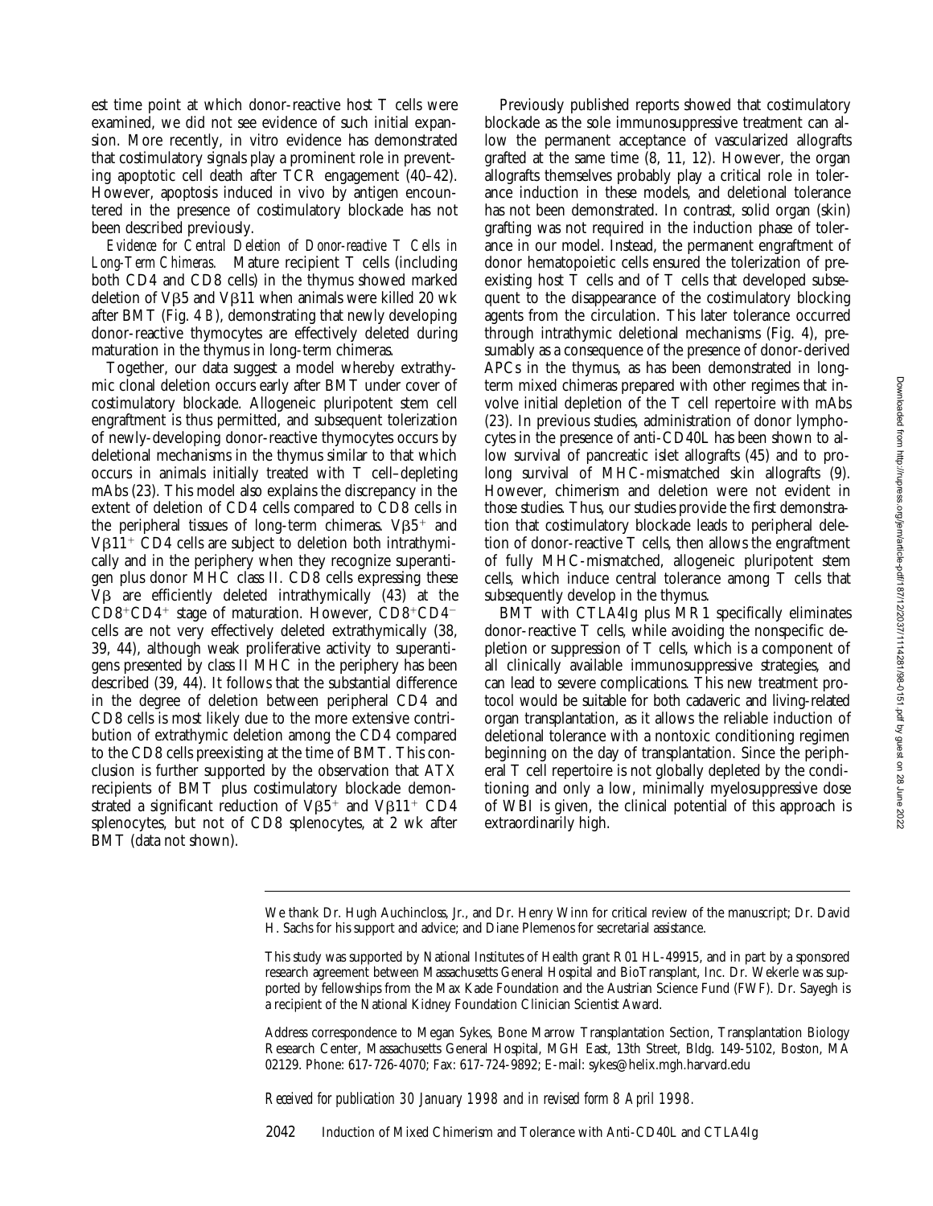est time point at which donor-reactive host T cells were examined, we did not see evidence of such initial expansion. More recently, in vitro evidence has demonstrated that costimulatory signals play a prominent role in preventing apoptotic cell death after TCR engagement (40–42). However, apoptosis induced in vivo by antigen encountered in the presence of costimulatory blockade has not been described previously.

*Evidence for Central Deletion of Donor-reactive T Cells in Long-Term Chimeras.* Mature recipient T cells (including both CD4 and CD8 cells) in the thymus showed marked deletion of Vβ5 and Vβ11 when animals were killed 20 wk after BMT (Fig. 4 *B*), demonstrating that newly developing donor-reactive thymocytes are effectively deleted during maturation in the thymus in long-term chimeras.

Together, our data suggest a model whereby extrathymic clonal deletion occurs early after BMT under cover of costimulatory blockade. Allogeneic pluripotent stem cell engraftment is thus permitted, and subsequent tolerization of newly-developing donor-reactive thymocytes occurs by deletional mechanisms in the thymus similar to that which occurs in animals initially treated with T cell–depleting mAbs (23). This model also explains the discrepancy in the extent of deletion of CD4 cells compared to CD8 cells in the peripheral tissues of long-term chimeras. $V\beta5^+$ and $V\beta11^+$ CD4 cells are subject to deletion both intrathymically and in the periphery when they recognize superantigen plus donor MHC class II. CD8 cells expressing these Vβ are efficiently deleted intrathymically (43) at the $CD8^+CD4^+$ stage of maturation. However, $CD8^+CD4^-$ cells are not very effectively deleted extrathymically (38, 39, 44), although weak proliferative activity to superantigens presented by class II MHC in the periphery has been described (39, 44). It follows that the substantial difference in the degree of deletion between peripheral CD4 and CD8 cells is most likely due to the more extensive contribution of extrathymic deletion among the CD4 compared to the CD8 cells preexisting at the time of BMT. This conclusion is further supported by the observation that ATX recipients of BMT plus costimulatory blockade demonstrated a significant reduction of $V\beta5^+$ and $V\beta11^+$ CD4 splenocytes, but not of CD8 splenocytes, at 2 wk after BMT (data not shown).

Previously published reports showed that costimulatory blockade as the sole immunosuppressive treatment can allow the permanent acceptance of vascularized allografts grafted at the same time (8, 11, 12). However, the organ allografts themselves probably play a critical role in tolerance induction in these models, and deletional tolerance has not been demonstrated. In contrast, solid organ (skin) grafting was not required in the induction phase of tolerance in our model. Instead, the permanent engraftment of donor hematopoietic cells ensured the tolerization of preexisting host T cells and of T cells that developed subsequent to the disappearance of the costimulatory blocking agents from the circulation. This later tolerance occurred through intrathymic deletional mechanisms (Fig. 4), presumably as a consequence of the presence of donor-derived APCs in the thymus, as has been demonstrated in long-term mixed chimeras prepared with other regimes that involve initial depletion of the T cell repertoire with mAbs (23). In previous studies, administration of donor lymphocytes in the presence of anti-CD40L has been shown to allow survival of pancreatic islet allografts (45) and to prolong survival of MHC-mismatched skin allografts (9). However, chimerism and deletion were not evident in those studies. Thus, our studies provide the first demonstration that costimulatory blockade leads to peripheral deletion of donor-reactive T cells, then allows the engraftment of fully MHC-mismatched, allogeneic pluripotent stem cells, which induce central tolerance among T cells that subsequently develop in the thymus.

BMT with CTLA4Ig plus MR1 specifically eliminates donor-reactive T cells, while avoiding the nonspecific depletion or suppression of T cells, which is a component of all clinically available immunosuppressive strategies, and can lead to severe complications. This new treatment protocol would be suitable for both cadaveric and living-related organ transplantation, as it allows the reliable induction of deletional tolerance with a nontoxic conditioning regimen beginning on the day of transplantation. Since the peripheral T cell repertoire is not globally depleted by the conditioning and only a low, minimally myelosuppressive dose of WBI is given, the clinical potential of this approach is extraordinarily high.

---

We thank Dr. Hugh Auchincloss, Jr., and Dr. Henry Winn for critical review of the manuscript; Dr. David H. Sachs for his support and advice; and Diane Plemenos for secretarial assistance.

This study was supported by National Institutes of Health grant R01 HL-49915, and in part by a sponsored research agreement between Massachusetts General Hospital and BioTransplant, Inc. Dr. Wekerle was supported by fellowships from the Max Kade Foundation and the Austrian Science Fund (FWF). Dr. Sayegh is a recipient of the National Kidney Foundation Clinician Scientist Award.

Address correspondence to Megan Sykes, Bone Marrow Transplantation Section, Transplantation Biology Research Center, Massachusetts General Hospital, MGH East, 13th Street, Bldg. 149-5102, Boston, MA 02129. Phone: 617-726-4070; Fax: 617-724-9892; E-mail: sykes@helix.mgh.harvard.edu

*Received for publication 30 January 1998 and in revised form 8 April 1998.*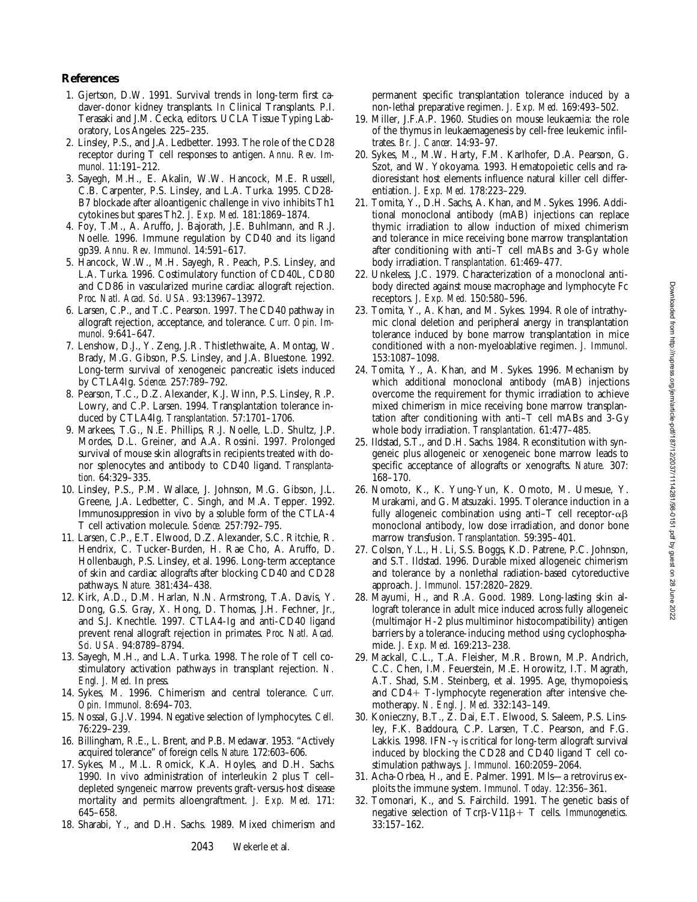## References

1. Gjertson, D.W. 1991. Survival trends in long-term first cadaver-donor kidney transplants. *In* Clinical Transplants. P.I. Terasaki and J.M. Cecka, editors. UCLA Tissue Typing Laboratory, Los Angeles. 225–235.
2. Linsley, P.S., and J.A. Ledbetter. 1993. The role of the CD28 receptor during T cell responses to antigen. *Annu. Rev. Immunol.* 11:191–212.
3. Sayegh, M.H., E. Akalin, W.W. Hancock, M.E. Russell, C.B. Carpenter, P.S. Linsley, and L.A. Turka. 1995. CD28-B7 blockade after alloantigenic challenge in vivo inhibits Th1 cytokines but spares Th2. *J. Exp. Med.* 181:1869–1874.
4. Foy, T.M., A. Aruffo, J. Bajorath, J.E. Buhlmann, and R.J. Noelle. 1996. Immune regulation by CD40 and its ligand gp39. *Annu. Rev. Immunol.* 14:591–617.
5. Hancock, W.W., M.H. Sayegh, R. Peach, P.S. Linsley, and L.A. Turka. 1996. Costimulatory function of CD40L, CD80 and CD86 in vascularized murine cardiac allograft rejection. *Proc. Natl. Acad. Sci. USA.* 93:13967–13972.
6. Larsen, C.P., and T.C. Pearson. 1997. The CD40 pathway in allograft rejection, acceptance, and tolerance. *Curr. Opin. Immunol.* 9:641–647.
7. Lenshow, D.J., Y. Zeng, J.R. Thistlethwaite, A. Montag, W. Brady, M.G. Gibson, P.S. Linsley, and J.A. Bluestone. 1992. Long-term survival of xenogeneic pancreatic islets induced by CTLA4Ig. *Science.* 257:789–792.
8. Pearson, T.C., D.Z. Alexander, K.J. Winn, P.S. Linsley, R.P. Lowry, and C.P. Larsen. 1994. Transplantation tolerance induced by CTLA4Ig. *Transplantation.* 57:1701–1706.
9. Markees, T.G., N.E. Phillips, R.J. Noelle, L.D. Shultz, J.P. Mordes, D.L. Greiner, and A.A. Rossini. 1997. Prolonged survival of mouse skin allografts in recipients treated with donor splenocytes and antibody to CD40 ligand. *Transplantation.* 64:329–335.
10. Linsley, P.S., P.M. Wallace, J. Johnson, M.G. Gibson, J.L. Greene, J.A. Ledbetter, C. Singh, and M.A. Tepper. 1992. Immunosuppression in vivo by a soluble form of the CTLA-4 T cell activation molecule. *Science.* 257:792–795.
11. Larsen, C.P., E.T. Elwood, D.Z. Alexander, S.C. Ritchie, R. Hendrix, C. Tucker-Burden, H. Rae Cho, A. Aruffo, D. Hollenbaugh, P.S. Linsley, et al. 1996. Long-term acceptance of skin and cardiac allografts after blocking CD40 and CD28 pathways. *Nature.* 381:434–438.
12. Kirk, A.D., D.M. Harlan, N.N. Armstrong, T.A. Davis, Y. Dong, G.S. Gray, X. Hong, D. Thomas, J.H. Fechner, Jr., and S.J. Knechtle. 1997. CTLA4-Ig and anti-CD40 ligand prevent renal allograft rejection in primates. *Proc. Natl. Acad. Sci. USA.* 94:8789–8794.
13. Sayegh, M.H., and L.A. Turka. 1998. The role of T cell costimulatory activation pathways in transplant rejection. *N. Engl. J. Med.* In press.
14. Sykes, M. 1996. Chimerism and central tolerance. *Curr. Opin. Immunol.* 8:694–703.
15. Nossal, G.J.V. 1994. Negative selection of lymphocytes. *Cell.* 76:229–239.
16. Billingham, R.E., L. Brent, and P.B. Medawar. 1953. "Actively acquired tolerance" of foreign cells. *Nature.* 172:603–606.
17. Sykes, M., M.L. Romick, K.A. Hoyles, and D.H. Sachs. 1990. In vivo administration of interleukin 2 plus T cell–depleted syngeneic marrow prevents graft-versus-host disease mortality and permits alloengraftment. *J. Exp. Med.* 171:645–658.
18. Sharabi, Y., and D.H. Sachs. 1989. Mixed chimerism and permanent specific transplantation tolerance induced by a non-lethal preparative regimen. *J. Exp. Med.* 169:493–502.
19. Miller, J.F.A.P. 1960. Studies on mouse leukaemia: the role of the thymus in leukaemagenesis by cell-free leukemic infiltrates. *Br. J. Cancer.* 14:93–97.
20. Sykes, M., M.W. Harty, F.M. Karlhofer, D.A. Pearson, G. Szot, and W. Yokoyama. 1993. Hematopoietic cells and radioresistant host elements influence natural killer cell differentiation. *J. Exp. Med.* 178:223–229.
21. Tomita, Y., D.H. Sachs, A. Khan, and M. Sykes. 1996. Additional monoclonal antibody (mAB) injections can replace thymic irradiation to allow induction of mixed chimerism and tolerance in mice receiving bone marrow transplantation after conditioning with anti–T cell mABs and 3-Gy whole body irradiation. *Transplantation.* 61:469–477.
22. Unkeless, J.C. 1979. Characterization of a monoclonal antibody directed against mouse macrophage and lymphocyte Fc receptors. *J. Exp. Med.* 150:580–596.
23. Tomita, Y., A. Khan, and M. Sykes. 1994. Role of intrathymic clonal deletion and peripheral anergy in transplantation tolerance induced by bone marrow transplantation in mice conditioned with a non-myeloablative regimen. *J. Immunol.* 153:1087–1098.
24. Tomita, Y., A. Khan, and M. Sykes. 1996. Mechanism by which additional monoclonal antibody (mAB) injections overcome the requirement for thymic irradiation to achieve mixed chimerism in mice receiving bone marrow transplantation after conditioning with anti–T cell mABs and 3-Gy whole body irradiation. *Transplantation.* 61:477–485.
25. Ildstad, S.T., and D.H. Sachs. 1984. Reconstitution with syngeneic plus allogeneic or xenogeneic bone marrow leads to specific acceptance of allografts or xenografts. *Nature.* 307:168–170.
26. Nomoto, K., K. Yung-Yun, K. Omoto, M. Umesue, Y. Murakami, and G. Matsuzaki. 1995. Tolerance induction in a fully allogeneic combination using anti–T cell receptor-$\alpha\beta$ monoclonal antibody, low dose irradiation, and donor bone marrow transfusion. *Transplantation.* 59:395–401.
27. Colson, Y.L., H. Li, S.S. Boggs, K.D. Patrene, P.C. Johnson, and S.T. Ildstad. 1996. Durable mixed allogeneic chimerism and tolerance by a nonlethal radiation-based cytoreductive approach. *J. Immunol.* 157:2820–2829.
28. Mayumi, H., and R.A. Good. 1989. Long-lasting skin allograft tolerance in adult mice induced across fully allogeneic (multimajor H-2 plus multiminor histocompatibility) antigen barriers by a tolerance-inducing method using cyclophosphamide. *J. Exp. Med.* 169:213–238.
29. Mackall, C.L., T.A. Fleisher, M.R. Brown, M.P. Andrich, C.C. Chen, I.M. Feuerstein, M.E. Horowitz, I.T. Magrath, A.T. Shad, S.M. Steinberg, et al. 1995. Age, thymopoiesis, and CD4+ T-lymphocyte regeneration after intensive chemotherapy. *N. Engl. J. Med.* 332:143–149.
30. Konieczny, B.T., Z. Dai, E.T. Elwood, S. Saleem, P.S. Linsley, F.K. Baddoura, C.P. Larsen, T.C. Pearson, and F.G. Lakkis. 1998. IFN-$\gamma$ is critical for long-term allograft survival induced by blocking the CD28 and CD40 ligand T cell costimulation pathways. *J. Immunol.* 160:2059–2064.
31. Acha-Orbea, H., and E. Palmer. 1991. Mls—a retrovirus exploits the immune system. *Immunol. Today.* 12:356–361.
32. Tomonari, K., and S. Fairchild. 1991. The genetic basis of negative selection of Tcr$\beta$-V11$\beta$+ T cells. *Immunogenetics.* 33:157–162.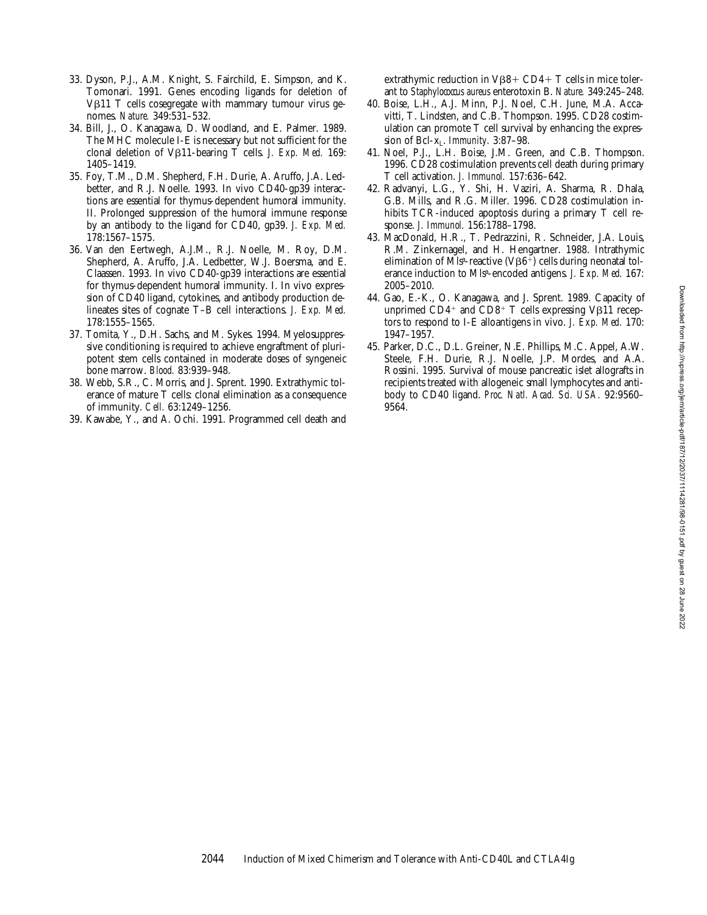33. Dyson, P.J., A.M. Knight, S. Fairchild, E. Simpson, and K. Tomonari. 1991. Genes encoding ligands for deletion of Vβ11 T cells cosegregate with mammary tumour virus genomes. *Nature.* 349:531–532.
34. Bill, J., O. Kanagawa, D. Woodland, and E. Palmer. 1989. The MHC molecule I-E is necessary but not sufficient for the clonal deletion of Vβ11-bearing T cells. *J. Exp. Med.* 169: 1405–1419.
35. Foy, T.M., D.M. Shepherd, F.H. Durie, A. Aruffo, J.A. Ledbetter, and R.J. Noelle. 1993. In vivo CD40-gp39 interactions are essential for thymus-dependent humoral immunity. II. Prolonged suppression of the humoral immune response by an antibody to the ligand for CD40, gp39. *J. Exp. Med.* 178:1567–1575.
36. Van den Eertwegh, A.J.M., R.J. Noelle, M. Roy, D.M. Shepherd, A. Aruffo, J.A. Ledbetter, W.J. Boersma, and E. Claassen. 1993. In vivo CD40-gp39 interactions are essential for thymus-dependent humoral immunity. I. In vivo expression of CD40 ligand, cytokines, and antibody production delineates sites of cognate T–B cell interactions. *J. Exp. Med.* 178:1555–1565.
37. Tomita, Y., D.H. Sachs, and M. Sykes. 1994. Myelosuppressive conditioning is required to achieve engraftment of pluripotent stem cells contained in moderate doses of syngeneic bone marrow. *Blood.* 83:939–948.
38. Webb, S.R., C. Morris, and J. Sprent. 1990. Extrathymic tolerance of mature T cells: clonal elimination as a consequence of immunity. *Cell.* 63:1249–1256.
39. Kawabe, Y., and A. Ochi. 1991. Programmed cell death and extrathymic reduction in Vβ8+ CD4+ T cells in mice tolerant to *Staphylococcus aureus* enterotoxin B. *Nature.* 349:245–248.
40. Boise, L.H., A.J. Minn, P.J. Noel, C.H. June, M.A. Accavitti, T. Lindsten, and C.B. Thompson. 1995. CD28 costimulation can promote T cell survival by enhancing the expression of Bcl-$x_L$. *Immunity.* 3:87–98.
41. Noel, P.J., L.H. Boise, J.M. Green, and C.B. Thompson. 1996. CD28 costimulation prevents cell death during primary T cell activation. *J. Immunol.* 157:636–642.
42. Radvanyi, L.G., Y. Shi, H. Vaziri, A. Sharma, R. Dhala, G.B. Mills, and R.G. Miller. 1996. CD28 costimulation inhibits TCR-induced apoptosis during a primary T cell response. *J. Immunol.* 156:1788–1798.
43. MacDonald, H.R., T. Pedrazzini, R. Schneider, J.A. Louis, R.M. Zinkernagel, and H. Hengartner. 1988. Intrathymic elimination of $Mls^a$-reactive ($V\beta 6^+$) cells during neonatal tolerance induction to $Mls^a$-encoded antigens. *J. Exp. Med.* 167: 2005–2010.
44. Gao, E.-K., O. Kanagawa, and J. Sprent. 1989. Capacity of unprimed $CD4^+$ and $CD8^+$ T cells expressing Vβ11 receptors to respond to I-E alloantigens in vivo. *J. Exp. Med.* 170: 1947–1957.
45. Parker, D.C., D.L. Greiner, N.E. Phillips, M.C. Appel, A.W. Steele, F.H. Durie, R.J. Noelle, J.P. Mordes, and A.A. Rossini. 1995. Survival of mouse pancreatic islet allografts in recipients treated with allogeneic small lymphocytes and antibody to CD40 ligand. *Proc. Natl. Acad. Sci. USA.* 92:9560–9564.